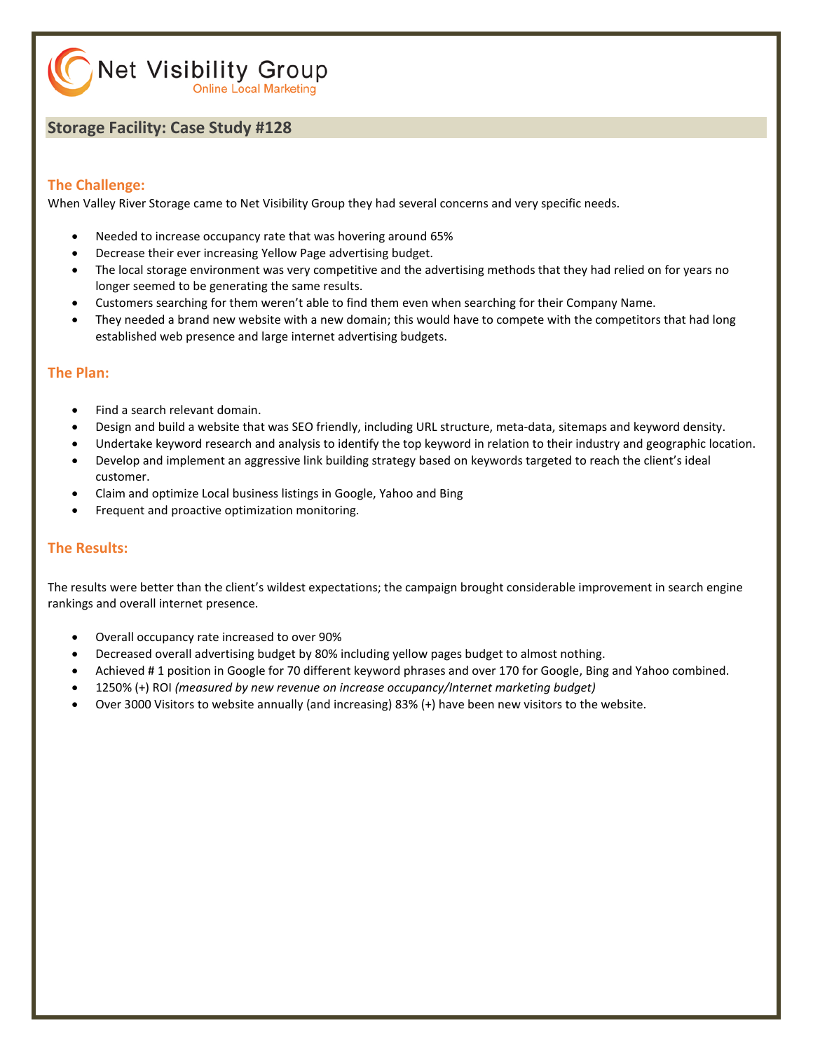Net Visibility Group
Online Local Marketing

## Storage Facility: Case Study #128

### The Challenge:

When Valley River Storage came to Net Visibility Group they had several concerns and very specific needs.

- Needed to increase occupancy rate that was hovering around 65%
- Decrease their ever increasing Yellow Page advertising budget.
- The local storage environment was very competitive and the advertising methods that they had relied on for years no longer seemed to be generating the same results.
- Customers searching for them weren't able to find them even when searching for their Company Name.
- They needed a brand new website with a new domain; this would have to compete with the competitors that had long established web presence and large internet advertising budgets.

### The Plan:

- Find a search relevant domain.
- Design and build a website that was SEO friendly, including URL structure, meta-data, sitemaps and keyword density.
- Undertake keyword research and analysis to identify the top keyword in relation to their industry and geographic location.
- Develop and implement an aggressive link building strategy based on keywords targeted to reach the client's ideal customer.
- Claim and optimize Local business listings in Google, Yahoo and Bing
- Frequent and proactive optimization monitoring.

### The Results:

The results were better than the client's wildest expectations; the campaign brought considerable improvement in search engine rankings and overall internet presence.

- Overall occupancy rate increased to over 90%
- Decreased overall advertising budget by 80% including yellow pages budget to almost nothing.
- Achieved # 1 position in Google for 70 different keyword phrases and over 170 for Google, Bing and Yahoo combined.
- 1250% (+) ROI *(measured by new revenue on increase occupancy/Internet marketing budget)*
- Over 3000 Visitors to website annually (and increasing) 83% (+) have been new visitors to the website.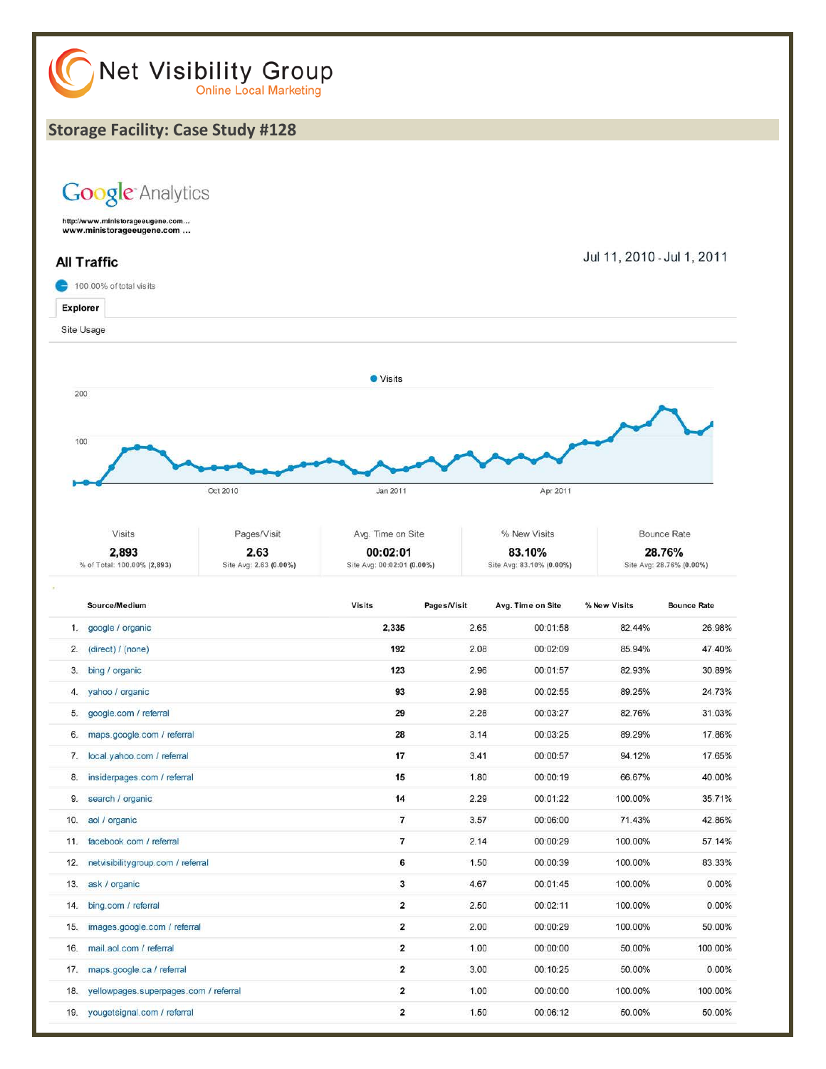Net Visibility Group
Online Local Marketing

## Storage Facility: Case Study #128

Google Analytics

http://www.ministorageeugene.com...
www.ministorageeugene.com ...

### All Traffic

Jul 11, 2010 - Jul 1, 2011

100.00% of total visits

**Explorer**

Site Usage

Visits

200

100

Oct 2010 | Jan 2011 | Apr 2011

| Visits | Pages/Visit | Avg. Time on Site | % New Visits | Bounce Rate |
|---|---|---|---|---|
| **2,893** | **2.63** | **00:02:01** | **83.10%** | **28.76%** |
| % of Total: 100.00% (2,893) | Site Avg: 2.63 (0.00%) | Site Avg: 00:02:01 (0.00%) | Site Avg: 83.10% (0.00%) | Site Avg: 28.76% (0.00%) |

| | Source/Medium | Visits | Pages/Visit | Avg. Time on Site | % New Visits | Bounce Rate |
|---|---|---|---|---|---|---|
| 1. | google / organic | 2,335 | 2.65 | 00:01:58 | 82.44% | 26.98% |
| 2. | (direct) / (none) | 192 | 2.08 | 00:02:09 | 85.94% | 47.40% |
| 3. | bing / organic | 123 | 2.96 | 00:01:57 | 82.93% | 30.89% |
| 4. | yahoo / organic | 93 | 2.98 | 00:02:55 | 89.25% | 24.73% |
| 5. | google.com / referral | 29 | 2.28 | 00:03:27 | 82.76% | 31.03% |
| 6. | maps.google.com / referral | 28 | 3.14 | 00:03:25 | 89.29% | 17.86% |
| 7. | local.yahoo.com / referral | 17 | 3.41 | 00:00:57 | 94.12% | 17.65% |
| 8. | insiderpages.com / referral | 15 | 1.80 | 00:00:19 | 66.67% | 40.00% |
| 9. | search / organic | 14 | 2.29 | 00:01:22 | 100.00% | 35.71% |
| 10. | aol / organic | 7 | 3.57 | 00:06:00 | 71.43% | 42.86% |
| 11. | facebook.com / referral | 7 | 2.14 | 00:00:29 | 100.00% | 57.14% |
| 12. | netvisibilitygroup.com / referral | 6 | 1.50 | 00:00:39 | 100.00% | 83.33% |
| 13. | ask / organic | 3 | 4.67 | 00:01:45 | 100.00% | 0.00% |
| 14. | bing.com / referral | 2 | 2.50 | 00:02:11 | 100.00% | 0.00% |
| 15. | images.google.com / referral | 2 | 2.00 | 00:00:29 | 100.00% | 50.00% |
| 16. | mail.aol.com / referral | 2 | 1.00 | 00:00:00 | 50.00% | 100.00% |
| 17. | maps.google.ca / referral | 2 | 3.00 | 00:10:25 | 50.00% | 0.00% |
| 18. | yellowpages.superpages.com / referral | 2 | 1.00 | 00:00:00 | 100.00% | 100.00% |
| 19. | yougetsignal.com / referral | 2 | 1.50 | 00:06:12 | 50.00% | 50.00% |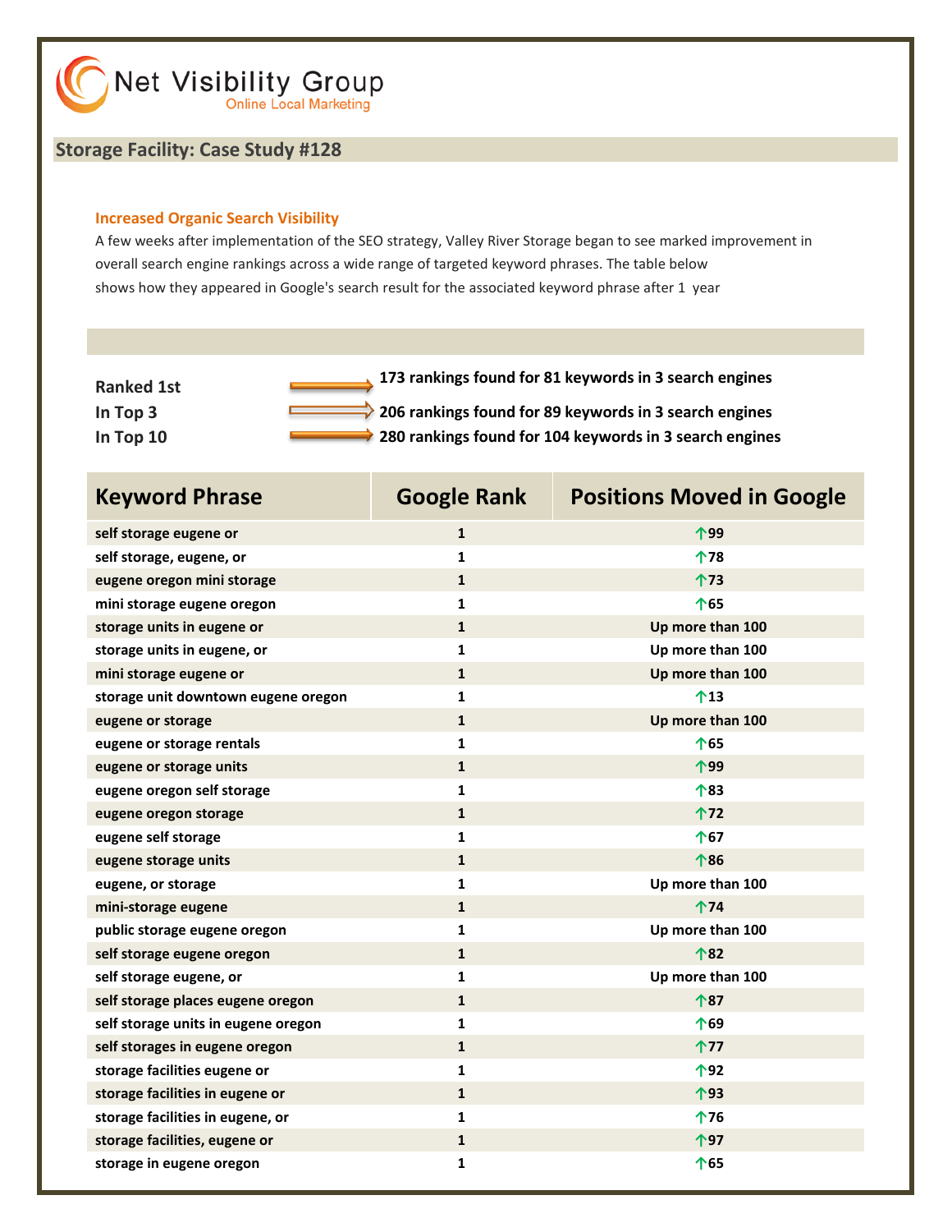Net Visibility Group
Online Local Marketing

## Storage Facility: Case Study #128

### Increased Organic Search Visibility

A few weeks after implementation of the SEO strategy, Valley River Storage began to see marked improvement in overall search engine rankings across a wide range of targeted keyword phrases. The table below shows how they appeared in Google's search result for the associated keyword phrase after 1 year

| | |
|---|---|
| **Ranked 1st** | **173 rankings found for 81 keywords in 3 search engines** |
| **In Top 3** | **206 rankings found for 89 keywords in 3 search engines** |
| **In Top 10** | **280 rankings found for 104 keywords in 3 search engines** |

| Keyword Phrase | Google Rank | Positions Moved in Google |
|---|---|---|
| self storage eugene or | 1 | ↑99 |
| self storage, eugene, or | 1 | ↑78 |
| eugene oregon mini storage | 1 | ↑73 |
| mini storage eugene oregon | 1 | ↑65 |
| storage units in eugene or | 1 | Up more than 100 |
| storage units in eugene, or | 1 | Up more than 100 |
| mini storage eugene or | 1 | Up more than 100 |
| storage unit downtown eugene oregon | 1 | ↑13 |
| eugene or storage | 1 | Up more than 100 |
| eugene or storage rentals | 1 | ↑65 |
| eugene or storage units | 1 | ↑99 |
| eugene oregon self storage | 1 | ↑83 |
| eugene oregon storage | 1 | ↑72 |
| eugene self storage | 1 | ↑67 |
| eugene storage units | 1 | ↑86 |
| eugene, or storage | 1 | Up more than 100 |
| mini-storage eugene | 1 | ↑74 |
| public storage eugene oregon | 1 | Up more than 100 |
| self storage eugene oregon | 1 | ↑82 |
| self storage eugene, or | 1 | Up more than 100 |
| self storage places eugene oregon | 1 | ↑87 |
| self storage units in eugene oregon | 1 | ↑69 |
| self storages in eugene oregon | 1 | ↑77 |
| storage facilities eugene or | 1 | ↑92 |
| storage facilities in eugene or | 1 | ↑93 |
| storage facilities in eugene, or | 1 | ↑76 |
| storage facilities, eugene or | 1 | ↑97 |
| storage in eugene oregon | 1 | ↑65 |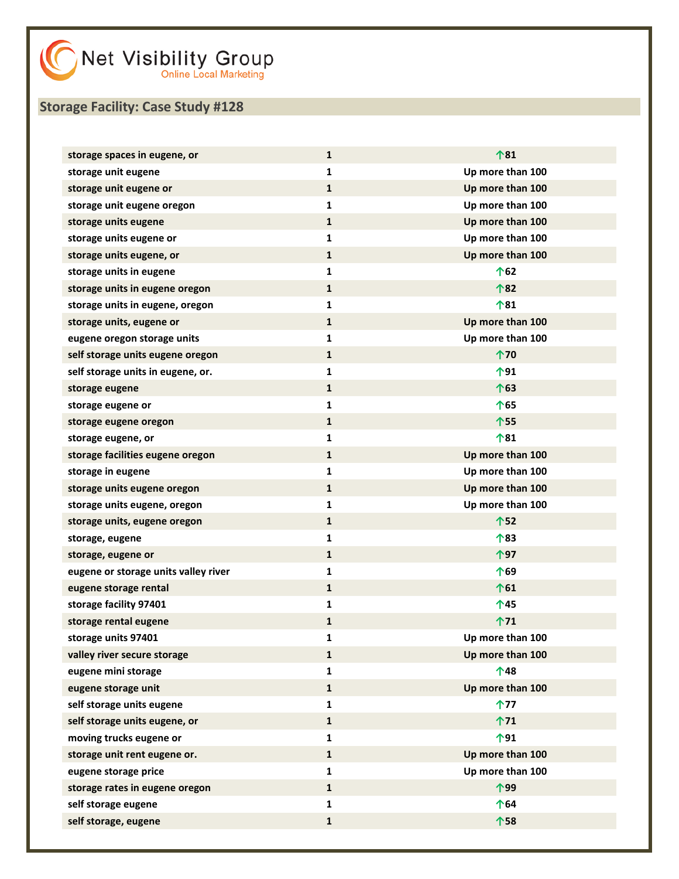Net Visibility Group
Online Local Marketing

## Storage Facility: Case Study #128

| | | |
|---|---|---|
| storage spaces in eugene, or | 1 | ↑81 |
| storage unit eugene | 1 | Up more than 100 |
| storage unit eugene or | 1 | Up more than 100 |
| storage unit eugene oregon | 1 | Up more than 100 |
| storage units eugene | 1 | Up more than 100 |
| storage units eugene or | 1 | Up more than 100 |
| storage units eugene, or | 1 | Up more than 100 |
| storage units in eugene | 1 | ↑62 |
| storage units in eugene oregon | 1 | ↑82 |
| storage units in eugene, oregon | 1 | ↑81 |
| storage units, eugene or | 1 | Up more than 100 |
| eugene oregon storage units | 1 | Up more than 100 |
| self storage units eugene oregon | 1 | ↑70 |
| self storage units in eugene, or. | 1 | ↑91 |
| storage eugene | 1 | ↑63 |
| storage eugene or | 1 | ↑65 |
| storage eugene oregon | 1 | ↑55 |
| storage eugene, or | 1 | ↑81 |
| storage facilities eugene oregon | 1 | Up more than 100 |
| storage in eugene | 1 | Up more than 100 |
| storage units eugene oregon | 1 | Up more than 100 |
| storage units eugene, oregon | 1 | Up more than 100 |
| storage units, eugene oregon | 1 | ↑52 |
| storage, eugene | 1 | ↑83 |
| storage, eugene or | 1 | ↑97 |
| eugene or storage units valley river | 1 | ↑69 |
| eugene storage rental | 1 | ↑61 |
| storage facility 97401 | 1 | ↑45 |
| storage rental eugene | 1 | ↑71 |
| storage units 97401 | 1 | Up more than 100 |
| valley river secure storage | 1 | Up more than 100 |
| eugene mini storage | 1 | ↑48 |
| eugene storage unit | 1 | Up more than 100 |
| self storage units eugene | 1 | ↑77 |
| self storage units eugene, or | 1 | ↑71 |
| moving trucks eugene or | 1 | ↑91 |
| storage unit rent eugene or. | 1 | Up more than 100 |
| eugene storage price | 1 | Up more than 100 |
| storage rates in eugene oregon | 1 | ↑99 |
| self storage eugene | 1 | ↑64 |
| self storage, eugene | 1 | ↑58 |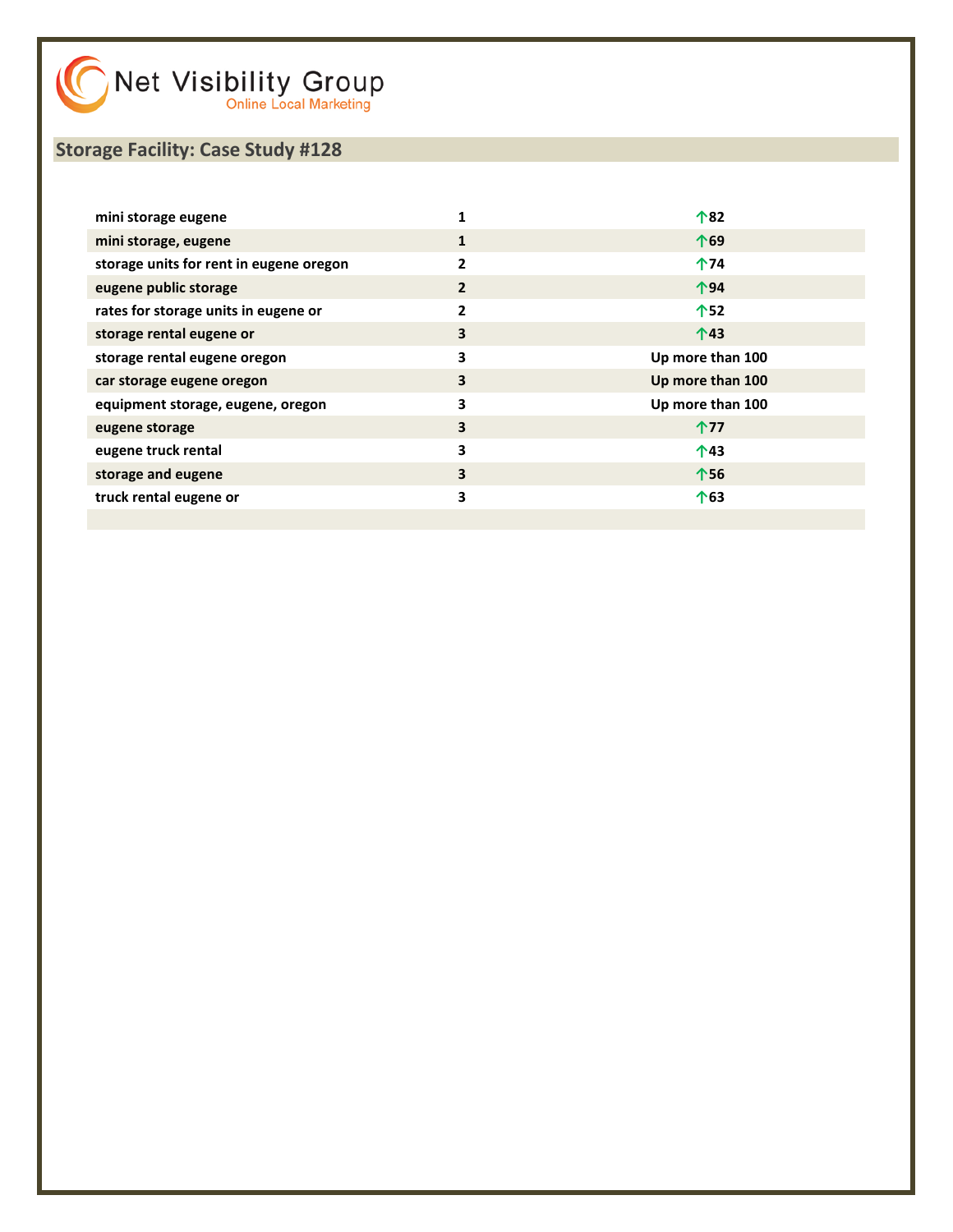Net Visibility Group
Online Local Marketing

## Storage Facility: Case Study #128

| | | |
|---|---|---|
| **mini storage eugene** | **1** | **↑82** |
| **mini storage, eugene** | **1** | **↑69** |
| **storage units for rent in eugene oregon** | **2** | **↑74** |
| **eugene public storage** | **2** | **↑94** |
| **rates for storage units in eugene or** | **2** | **↑52** |
| **storage rental eugene or** | **3** | **↑43** |
| **storage rental eugene oregon** | **3** | **Up more than 100** |
| **car storage eugene oregon** | **3** | **Up more than 100** |
| **equipment storage, eugene, oregon** | **3** | **Up more than 100** |
| **eugene storage** | **3** | **↑77** |
| **eugene truck rental** | **3** | **↑43** |
| **storage and eugene** | **3** | **↑56** |
| **truck rental eugene or** | **3** | **↑63** |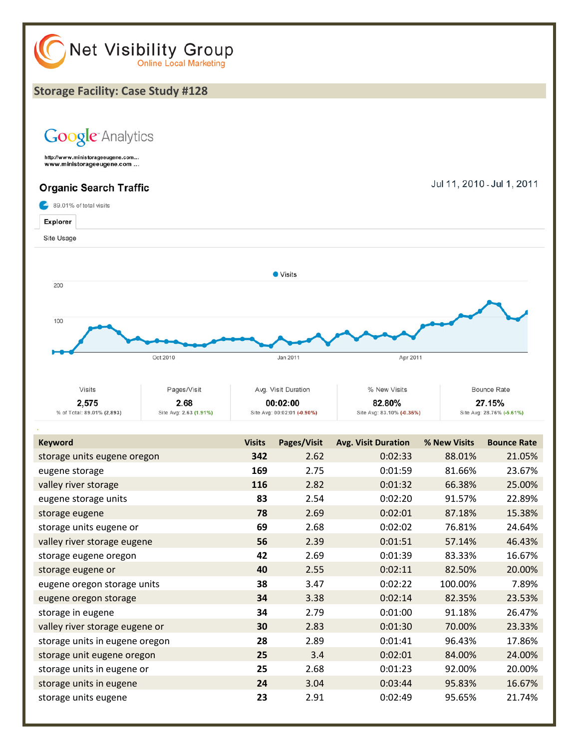Net Visibility Group
Online Local Marketing

## Storage Facility: Case Study #128

Google Analytics

http://www.ministorageeugene.com...
www.ministorageeugene.com ...

### Organic Search Traffic

Jul 11, 2010 - Jul 1, 2011

89.01% of total visits

Explorer

Site Usage

| Visits | Pages/Visit | Avg. Visit Duration | % New Visits | Bounce Rate |
|---|---|---|---|---|
| 2,575 | 2.68 | 00:02:00 | 82.80% | 27.15% |
| % of Total: 89.01% (2,893) | Site Avg: 2.63 (1.91%) | Site Avg: 00:02:01 (-0.90%) | Site Avg: 83.10% (-0.36%) | Site Avg: 28.76% (-5.61%) |

| Keyword | Visits | Pages/Visit | Avg. Visit Duration | % New Visits | Bounce Rate |
|---|---|---|---|---|---|
| storage units eugene oregon | **342** | 2.62 | 0:02:33 | 88.01% | 21.05% |
| eugene storage | **169** | 2.75 | 0:01:59 | 81.66% | 23.67% |
| valley river storage | **116** | 2.82 | 0:01:32 | 66.38% | 25.00% |
| eugene storage units | **83** | 2.54 | 0:02:20 | 91.57% | 22.89% |
| storage eugene | **78** | 2.69 | 0:02:01 | 87.18% | 15.38% |
| storage units eugene or | **69** | 2.68 | 0:02:02 | 76.81% | 24.64% |
| valley river storage eugene | **56** | 2.39 | 0:01:51 | 57.14% | 46.43% |
| storage eugene oregon | **42** | 2.69 | 0:01:39 | 83.33% | 16.67% |
| storage eugene or | **40** | 2.55 | 0:02:11 | 82.50% | 20.00% |
| eugene oregon storage units | **38** | 3.47 | 0:02:22 | 100.00% | 7.89% |
| eugene oregon storage | **34** | 3.38 | 0:02:14 | 82.35% | 23.53% |
| storage in eugene | **34** | 2.79 | 0:01:00 | 91.18% | 26.47% |
| valley river storage eugene or | **30** | 2.83 | 0:01:30 | 70.00% | 23.33% |
| storage units in eugene oregon | **28** | 2.89 | 0:01:41 | 96.43% | 17.86% |
| storage unit eugene oregon | **25** | 3.4 | 0:02:01 | 84.00% | 24.00% |
| storage units in eugene or | **25** | 2.68 | 0:01:23 | 92.00% | 20.00% |
| storage units in eugene | **24** | 3.04 | 0:03:44 | 95.83% | 16.67% |
| storage units eugene | **23** | 2.91 | 0:02:49 | 95.65% | 21.74% |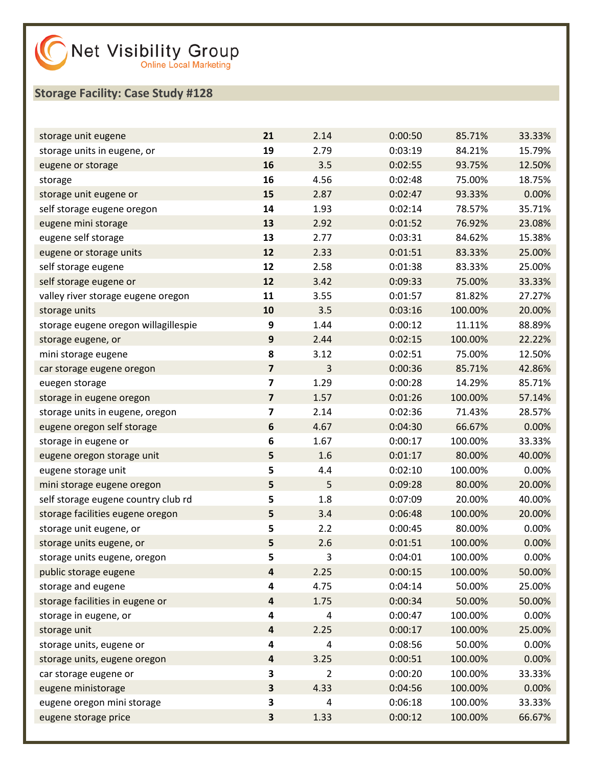Net Visibility Group
Online Local Marketing

## Storage Facility: Case Study #128

| | | | | | |
|---|---|---|---|---|---|
| storage unit eugene | **21** | 2.14 | 0:00:50 | 85.71% | 33.33% |
| storage units in eugene, or | **19** | 2.79 | 0:03:19 | 84.21% | 15.79% |
| eugene or storage | **16** | 3.5 | 0:02:55 | 93.75% | 12.50% |
| storage | **16** | 4.56 | 0:02:48 | 75.00% | 18.75% |
| storage unit eugene or | **15** | 2.87 | 0:02:47 | 93.33% | 0.00% |
| self storage eugene oregon | **14** | 1.93 | 0:02:14 | 78.57% | 35.71% |
| eugene mini storage | **13** | 2.92 | 0:01:52 | 76.92% | 23.08% |
| eugene self storage | **13** | 2.77 | 0:03:31 | 84.62% | 15.38% |
| eugene or storage units | **12** | 2.33 | 0:01:51 | 83.33% | 25.00% |
| self storage eugene | **12** | 2.58 | 0:01:38 | 83.33% | 25.00% |
| self storage eugene or | **12** | 3.42 | 0:09:33 | 75.00% | 33.33% |
| valley river storage eugene oregon | **11** | 3.55 | 0:01:57 | 81.82% | 27.27% |
| storage units | **10** | 3.5 | 0:03:16 | 100.00% | 20.00% |
| storage eugene oregon willagillespie | **9** | 1.44 | 0:00:12 | 11.11% | 88.89% |
| storage eugene, or | **9** | 2.44 | 0:02:15 | 100.00% | 22.22% |
| mini storage eugene | **8** | 3.12 | 0:02:51 | 75.00% | 12.50% |
| car storage eugene oregon | **7** | 3 | 0:00:36 | 85.71% | 42.86% |
| euegen storage | **7** | 1.29 | 0:00:28 | 14.29% | 85.71% |
| storage in eugene oregon | **7** | 1.57 | 0:01:26 | 100.00% | 57.14% |
| storage units in eugene, oregon | **7** | 2.14 | 0:02:36 | 71.43% | 28.57% |
| eugene oregon self storage | **6** | 4.67 | 0:04:30 | 66.67% | 0.00% |
| storage in eugene or | **6** | 1.67 | 0:00:17 | 100.00% | 33.33% |
| eugene oregon storage unit | **5** | 1.6 | 0:01:17 | 80.00% | 40.00% |
| eugene storage unit | **5** | 4.4 | 0:02:10 | 100.00% | 0.00% |
| mini storage eugene oregon | **5** | 5 | 0:09:28 | 80.00% | 20.00% |
| self storage eugene country club rd | **5** | 1.8 | 0:07:09 | 20.00% | 40.00% |
| storage facilities eugene oregon | **5** | 3.4 | 0:06:48 | 100.00% | 20.00% |
| storage unit eugene, or | **5** | 2.2 | 0:00:45 | 80.00% | 0.00% |
| storage units eugene, or | **5** | 2.6 | 0:01:51 | 100.00% | 0.00% |
| storage units eugene, oregon | **5** | 3 | 0:04:01 | 100.00% | 0.00% |
| public storage eugene | **4** | 2.25 | 0:00:15 | 100.00% | 50.00% |
| storage and eugene | **4** | 4.75 | 0:04:14 | 50.00% | 25.00% |
| storage facilities in eugene or | **4** | 1.75 | 0:00:34 | 50.00% | 50.00% |
| storage in eugene, or | **4** | 4 | 0:00:47 | 100.00% | 0.00% |
| storage unit | **4** | 2.25 | 0:00:17 | 100.00% | 25.00% |
| storage units, eugene or | **4** | 4 | 0:08:56 | 50.00% | 0.00% |
| storage units, eugene oregon | **4** | 3.25 | 0:00:51 | 100.00% | 0.00% |
| car storage eugene or | **3** | 2 | 0:00:20 | 100.00% | 33.33% |
| eugene ministorage | **3** | 4.33 | 0:04:56 | 100.00% | 0.00% |
| eugene oregon mini storage | **3** | 4 | 0:06:18 | 100.00% | 33.33% |
| eugene storage price | **3** | 1.33 | 0:00:12 | 100.00% | 66.67% |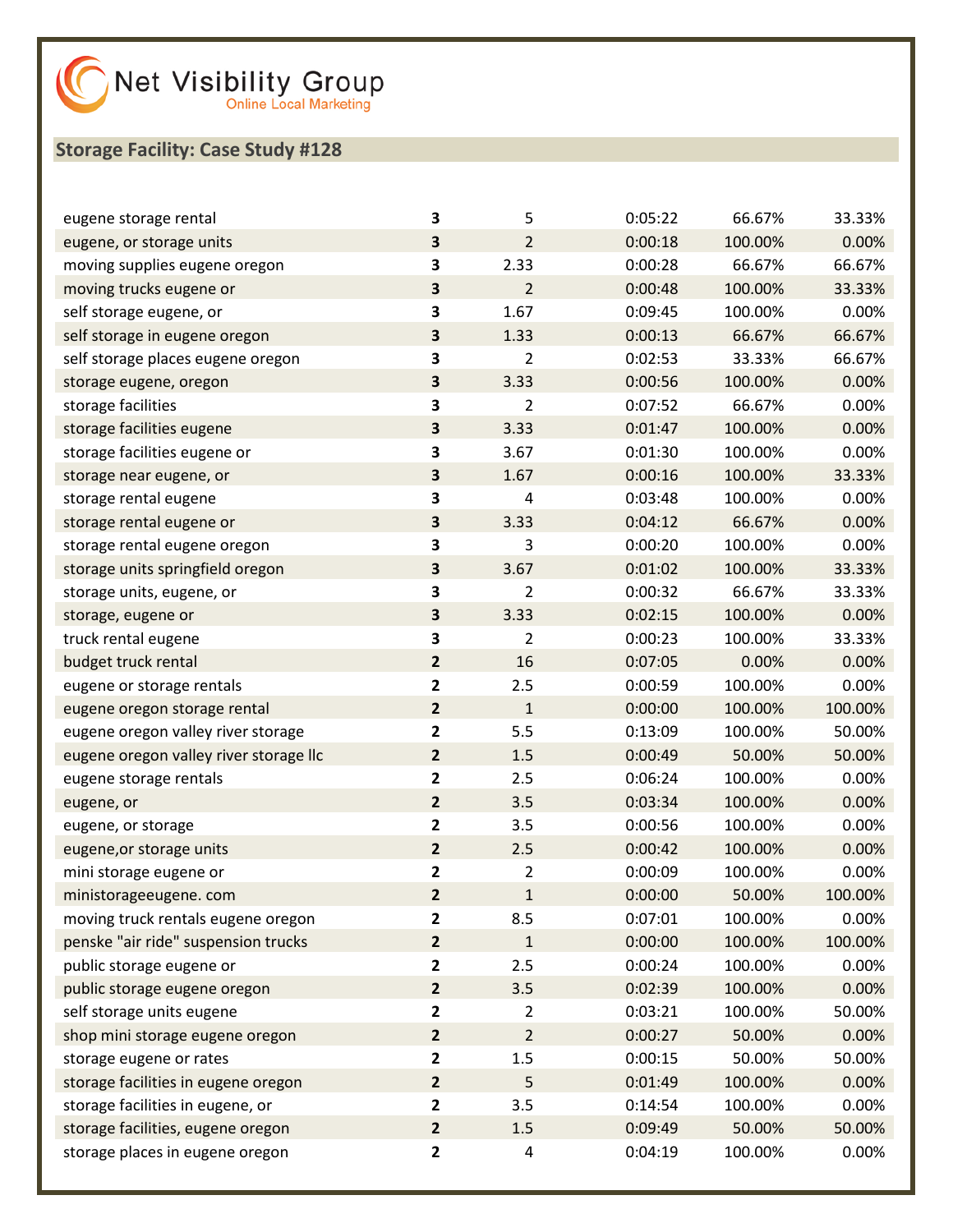Net Visibility Group
Online Local Marketing

## Storage Facility: Case Study #128

| | | | | | |
|---|---|---|---|---|---|
| eugene storage rental | **3** | 5 | 0:05:22 | 66.67% | 33.33% |
| eugene, or storage units | **3** | 2 | 0:00:18 | 100.00% | 0.00% |
| moving supplies eugene oregon | **3** | 2.33 | 0:00:28 | 66.67% | 66.67% |
| moving trucks eugene or | **3** | 2 | 0:00:48 | 100.00% | 33.33% |
| self storage eugene, or | **3** | 1.67 | 0:09:45 | 100.00% | 0.00% |
| self storage in eugene oregon | **3** | 1.33 | 0:00:13 | 66.67% | 66.67% |
| self storage places eugene oregon | **3** | 2 | 0:02:53 | 33.33% | 66.67% |
| storage eugene, oregon | **3** | 3.33 | 0:00:56 | 100.00% | 0.00% |
| storage facilities | **3** | 2 | 0:07:52 | 66.67% | 0.00% |
| storage facilities eugene | **3** | 3.33 | 0:01:47 | 100.00% | 0.00% |
| storage facilities eugene or | **3** | 3.67 | 0:01:30 | 100.00% | 0.00% |
| storage near eugene, or | **3** | 1.67 | 0:00:16 | 100.00% | 33.33% |
| storage rental eugene | **3** | 4 | 0:03:48 | 100.00% | 0.00% |
| storage rental eugene or | **3** | 3.33 | 0:04:12 | 66.67% | 0.00% |
| storage rental eugene oregon | **3** | 3 | 0:00:20 | 100.00% | 0.00% |
| storage units springfield oregon | **3** | 3.67 | 0:01:02 | 100.00% | 33.33% |
| storage units, eugene, or | **3** | 2 | 0:00:32 | 66.67% | 33.33% |
| storage, eugene or | **3** | 3.33 | 0:02:15 | 100.00% | 0.00% |
| truck rental eugene | **3** | 2 | 0:00:23 | 100.00% | 33.33% |
| budget truck rental | **2** | 16 | 0:07:05 | 0.00% | 0.00% |
| eugene or storage rentals | **2** | 2.5 | 0:00:59 | 100.00% | 0.00% |
| eugene oregon storage rental | **2** | 1 | 0:00:00 | 100.00% | 100.00% |
| eugene oregon valley river storage | **2** | 5.5 | 0:13:09 | 100.00% | 50.00% |
| eugene oregon valley river storage llc | **2** | 1.5 | 0:00:49 | 50.00% | 50.00% |
| eugene storage rentals | **2** | 2.5 | 0:06:24 | 100.00% | 0.00% |
| eugene, or | **2** | 3.5 | 0:03:34 | 100.00% | 0.00% |
| eugene, or storage | **2** | 3.5 | 0:00:56 | 100.00% | 0.00% |
| eugene,or storage units | **2** | 2.5 | 0:00:42 | 100.00% | 0.00% |
| mini storage eugene or | **2** | 2 | 0:00:09 | 100.00% | 0.00% |
| ministorageeugene. com | **2** | 1 | 0:00:00 | 50.00% | 100.00% |
| moving truck rentals eugene oregon | **2** | 8.5 | 0:07:01 | 100.00% | 0.00% |
| penske "air ride" suspension trucks | **2** | 1 | 0:00:00 | 100.00% | 100.00% |
| public storage eugene or | **2** | 2.5 | 0:00:24 | 100.00% | 0.00% |
| public storage eugene oregon | **2** | 3.5 | 0:02:39 | 100.00% | 0.00% |
| self storage units eugene | **2** | 2 | 0:03:21 | 100.00% | 50.00% |
| shop mini storage eugene oregon | **2** | 2 | 0:00:27 | 50.00% | 0.00% |
| storage eugene or rates | **2** | 1.5 | 0:00:15 | 50.00% | 50.00% |
| storage facilities in eugene oregon | **2** | 5 | 0:01:49 | 100.00% | 0.00% |
| storage facilities in eugene, or | **2** | 3.5 | 0:14:54 | 100.00% | 0.00% |
| storage facilities, eugene oregon | **2** | 1.5 | 0:09:49 | 50.00% | 50.00% |
| storage places in eugene oregon | **2** | 4 | 0:04:19 | 100.00% | 0.00% |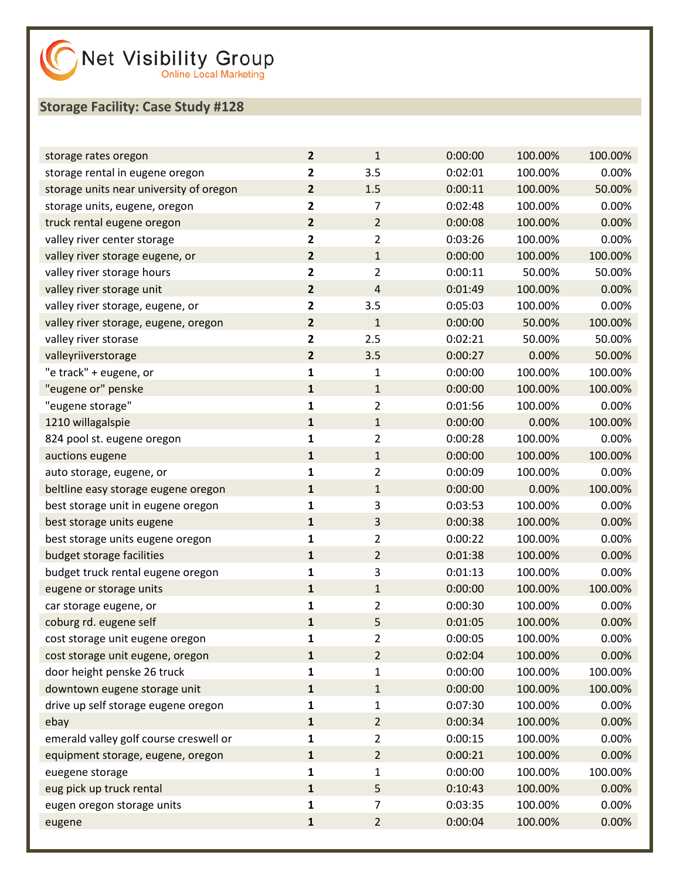Net Visibility Group
Online Local Marketing

## Storage Facility: Case Study #128

| | | | | | |
|---|---|---|---|---|---|
| storage rates oregon | **2** | 1 | 0:00:00 | 100.00% | 100.00% |
| storage rental in eugene oregon | **2** | 3.5 | 0:02:01 | 100.00% | 0.00% |
| storage units near university of oregon | **2** | 1.5 | 0:00:11 | 100.00% | 50.00% |
| storage units, eugene, oregon | **2** | 7 | 0:02:48 | 100.00% | 0.00% |
| truck rental eugene oregon | **2** | 2 | 0:00:08 | 100.00% | 0.00% |
| valley river center storage | **2** | 2 | 0:03:26 | 100.00% | 0.00% |
| valley river storage eugene, or | **2** | 1 | 0:00:00 | 100.00% | 100.00% |
| valley river storage hours | **2** | 2 | 0:00:11 | 50.00% | 50.00% |
| valley river storage unit | **2** | 4 | 0:01:49 | 100.00% | 0.00% |
| valley river storage, eugene, or | **2** | 3.5 | 0:05:03 | 100.00% | 0.00% |
| valley river storage, eugene, oregon | **2** | 1 | 0:00:00 | 50.00% | 100.00% |
| valley river storase | **2** | 2.5 | 0:02:21 | 50.00% | 50.00% |
| valleyriiverstorage | **2** | 3.5 | 0:00:27 | 0.00% | 50.00% |
| "e track" + eugene, or | **1** | 1 | 0:00:00 | 100.00% | 100.00% |
| "eugene or" penske | **1** | 1 | 0:00:00 | 100.00% | 100.00% |
| "eugene storage" | **1** | 2 | 0:01:56 | 100.00% | 0.00% |
| 1210 willagalspie | **1** | 1 | 0:00:00 | 0.00% | 100.00% |
| 824 pool st. eugene oregon | **1** | 2 | 0:00:28 | 100.00% | 0.00% |
| auctions eugene | **1** | 1 | 0:00:00 | 100.00% | 100.00% |
| auto storage, eugene, or | **1** | 2 | 0:00:09 | 100.00% | 0.00% |
| beltline easy storage eugene oregon | **1** | 1 | 0:00:00 | 0.00% | 100.00% |
| best storage unit in eugene oregon | **1** | 3 | 0:03:53 | 100.00% | 0.00% |
| best storage units eugene | **1** | 3 | 0:00:38 | 100.00% | 0.00% |
| best storage units eugene oregon | **1** | 2 | 0:00:22 | 100.00% | 0.00% |
| budget storage facilities | **1** | 2 | 0:01:38 | 100.00% | 0.00% |
| budget truck rental eugene oregon | **1** | 3 | 0:01:13 | 100.00% | 0.00% |
| eugene or storage units | **1** | 1 | 0:00:00 | 100.00% | 100.00% |
| car storage eugene, or | **1** | 2 | 0:00:30 | 100.00% | 0.00% |
| coburg rd. eugene self | **1** | 5 | 0:01:05 | 100.00% | 0.00% |
| cost storage unit eugene oregon | **1** | 2 | 0:00:05 | 100.00% | 0.00% |
| cost storage unit eugene, oregon | **1** | 2 | 0:02:04 | 100.00% | 0.00% |
| door height penske 26 truck | **1** | 1 | 0:00:00 | 100.00% | 100.00% |
| downtown eugene storage unit | **1** | 1 | 0:00:00 | 100.00% | 100.00% |
| drive up self storage eugene oregon | **1** | 1 | 0:07:30 | 100.00% | 0.00% |
| ebay | **1** | 2 | 0:00:34 | 100.00% | 0.00% |
| emerald valley golf course creswell or | **1** | 2 | 0:00:15 | 100.00% | 0.00% |
| equipment storage, eugene, oregon | **1** | 2 | 0:00:21 | 100.00% | 0.00% |
| euegene storage | **1** | 1 | 0:00:00 | 100.00% | 100.00% |
| eug pick up truck rental | **1** | 5 | 0:10:43 | 100.00% | 0.00% |
| eugen oregon storage units | **1** | 7 | 0:03:35 | 100.00% | 0.00% |
| eugene | **1** | 2 | 0:00:04 | 100.00% | 0.00% |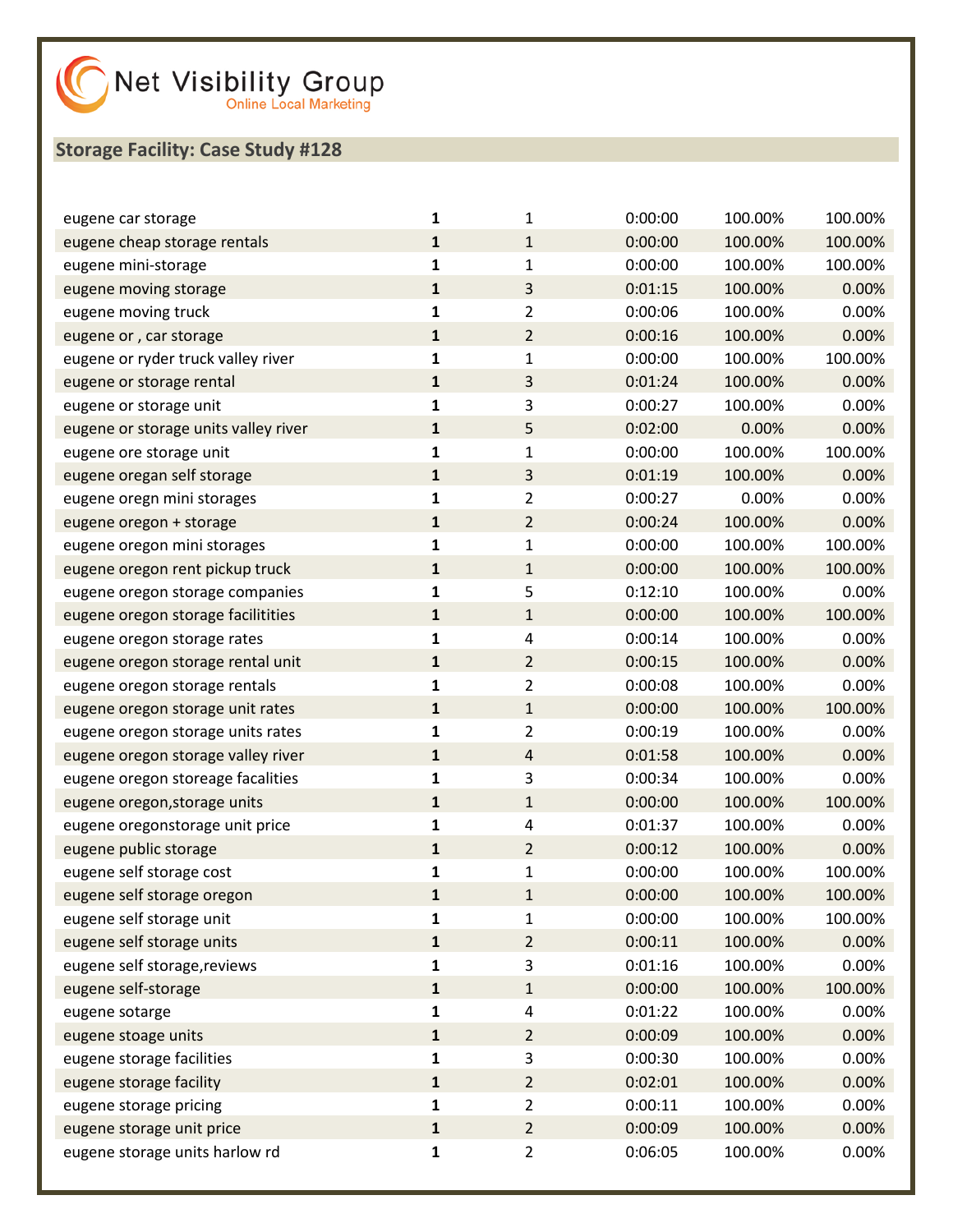Net Visibility Group
Online Local Marketing

## Storage Facility: Case Study #128

| | | | | | |
|---|---|---|---|---|---|
| eugene car storage | **1** | 1 | 0:00:00 | 100.00% | 100.00% |
| eugene cheap storage rentals | **1** | 1 | 0:00:00 | 100.00% | 100.00% |
| eugene mini-storage | **1** | 1 | 0:00:00 | 100.00% | 100.00% |
| eugene moving storage | **1** | 3 | 0:01:15 | 100.00% | 0.00% |
| eugene moving truck | **1** | 2 | 0:00:06 | 100.00% | 0.00% |
| eugene or , car storage | **1** | 2 | 0:00:16 | 100.00% | 0.00% |
| eugene or ryder truck valley river | **1** | 1 | 0:00:00 | 100.00% | 100.00% |
| eugene or storage rental | **1** | 3 | 0:01:24 | 100.00% | 0.00% |
| eugene or storage unit | **1** | 3 | 0:00:27 | 100.00% | 0.00% |
| eugene or storage units valley river | **1** | 5 | 0:02:00 | 0.00% | 0.00% |
| eugene ore storage unit | **1** | 1 | 0:00:00 | 100.00% | 100.00% |
| eugene oregan self storage | **1** | 3 | 0:01:19 | 100.00% | 0.00% |
| eugene oregn mini storages | **1** | 2 | 0:00:27 | 0.00% | 0.00% |
| eugene oregon + storage | **1** | 2 | 0:00:24 | 100.00% | 0.00% |
| eugene oregon mini storages | **1** | 1 | 0:00:00 | 100.00% | 100.00% |
| eugene oregon rent pickup truck | **1** | 1 | 0:00:00 | 100.00% | 100.00% |
| eugene oregon storage companies | **1** | 5 | 0:12:10 | 100.00% | 0.00% |
| eugene oregon storage facilitities | **1** | 1 | 0:00:00 | 100.00% | 100.00% |
| eugene oregon storage rates | **1** | 4 | 0:00:14 | 100.00% | 0.00% |
| eugene oregon storage rental unit | **1** | 2 | 0:00:15 | 100.00% | 0.00% |
| eugene oregon storage rentals | **1** | 2 | 0:00:08 | 100.00% | 0.00% |
| eugene oregon storage unit rates | **1** | 1 | 0:00:00 | 100.00% | 100.00% |
| eugene oregon storage units rates | **1** | 2 | 0:00:19 | 100.00% | 0.00% |
| eugene oregon storage valley river | **1** | 4 | 0:01:58 | 100.00% | 0.00% |
| eugene oregon storeage facalities | **1** | 3 | 0:00:34 | 100.00% | 0.00% |
| eugene oregon,storage units | **1** | 1 | 0:00:00 | 100.00% | 100.00% |
| eugene oregonstorage unit price | **1** | 4 | 0:01:37 | 100.00% | 0.00% |
| eugene public storage | **1** | 2 | 0:00:12 | 100.00% | 0.00% |
| eugene self storage cost | **1** | 1 | 0:00:00 | 100.00% | 100.00% |
| eugene self storage oregon | **1** | 1 | 0:00:00 | 100.00% | 100.00% |
| eugene self storage unit | **1** | 1 | 0:00:00 | 100.00% | 100.00% |
| eugene self storage units | **1** | 2 | 0:00:11 | 100.00% | 0.00% |
| eugene self storage,reviews | **1** | 3 | 0:01:16 | 100.00% | 0.00% |
| eugene self-storage | **1** | 1 | 0:00:00 | 100.00% | 100.00% |
| eugene sotarge | **1** | 4 | 0:01:22 | 100.00% | 0.00% |
| eugene stoage units | **1** | 2 | 0:00:09 | 100.00% | 0.00% |
| eugene storage facilities | **1** | 3 | 0:00:30 | 100.00% | 0.00% |
| eugene storage facility | **1** | 2 | 0:02:01 | 100.00% | 0.00% |
| eugene storage pricing | **1** | 2 | 0:00:11 | 100.00% | 0.00% |
| eugene storage unit price | **1** | 2 | 0:00:09 | 100.00% | 0.00% |
| eugene storage units harlow rd | **1** | 2 | 0:06:05 | 100.00% | 0.00% |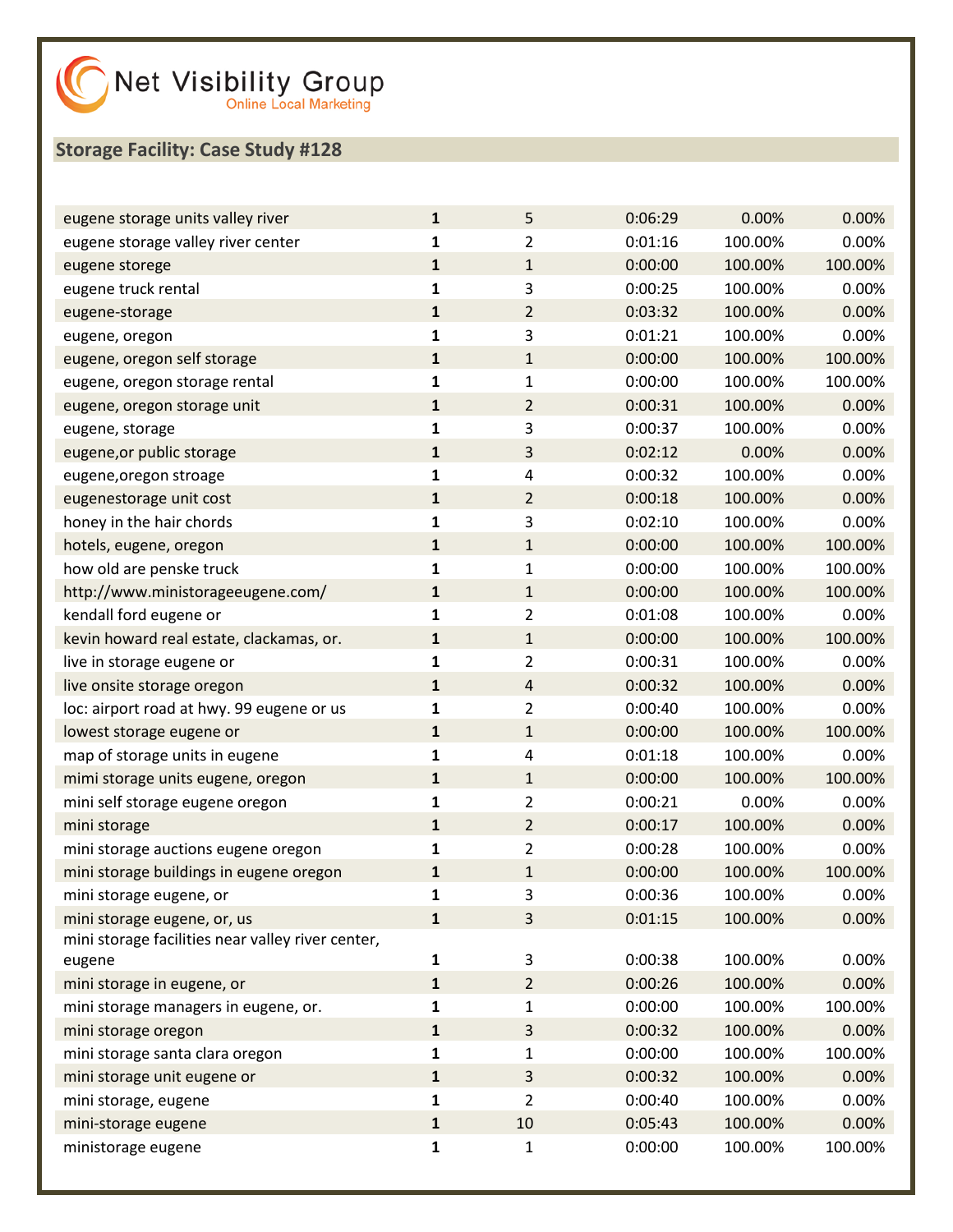Net Visibility Group
Online Local Marketing

## Storage Facility: Case Study #128

| | | | | | |
|---|---|---|---|---|---|
| eugene storage units valley river | **1** | 5 | 0:06:29 | 0.00% | 0.00% |
| eugene storage valley river center | **1** | 2 | 0:01:16 | 100.00% | 0.00% |
| eugene storege | **1** | 1 | 0:00:00 | 100.00% | 100.00% |
| eugene truck rental | **1** | 3 | 0:00:25 | 100.00% | 0.00% |
| eugene-storage | **1** | 2 | 0:03:32 | 100.00% | 0.00% |
| eugene, oregon | **1** | 3 | 0:01:21 | 100.00% | 0.00% |
| eugene, oregon self storage | **1** | 1 | 0:00:00 | 100.00% | 100.00% |
| eugene, oregon storage rental | **1** | 1 | 0:00:00 | 100.00% | 100.00% |
| eugene, oregon storage unit | **1** | 2 | 0:00:31 | 100.00% | 0.00% |
| eugene, storage | **1** | 3 | 0:00:37 | 100.00% | 0.00% |
| eugene,or public storage | **1** | 3 | 0:02:12 | 0.00% | 0.00% |
| eugene,oregon stroage | **1** | 4 | 0:00:32 | 100.00% | 0.00% |
| eugenestorage unit cost | **1** | 2 | 0:00:18 | 100.00% | 0.00% |
| honey in the hair chords | **1** | 3 | 0:02:10 | 100.00% | 0.00% |
| hotels, eugene, oregon | **1** | 1 | 0:00:00 | 100.00% | 100.00% |
| how old are penske truck | **1** | 1 | 0:00:00 | 100.00% | 100.00% |
| http://www.ministorageeugene.com/ | **1** | 1 | 0:00:00 | 100.00% | 100.00% |
| kendall ford eugene or | **1** | 2 | 0:01:08 | 100.00% | 0.00% |
| kevin howard real estate, clackamas, or. | **1** | 1 | 0:00:00 | 100.00% | 100.00% |
| live in storage eugene or | **1** | 2 | 0:00:31 | 100.00% | 0.00% |
| live onsite storage oregon | **1** | 4 | 0:00:32 | 100.00% | 0.00% |
| loc: airport road at hwy. 99 eugene or us | **1** | 2 | 0:00:40 | 100.00% | 0.00% |
| lowest storage eugene or | **1** | 1 | 0:00:00 | 100.00% | 100.00% |
| map of storage units in eugene | **1** | 4 | 0:01:18 | 100.00% | 0.00% |
| mimi storage units eugene, oregon | **1** | 1 | 0:00:00 | 100.00% | 100.00% |
| mini self storage eugene oregon | **1** | 2 | 0:00:21 | 0.00% | 0.00% |
| mini storage | **1** | 2 | 0:00:17 | 100.00% | 0.00% |
| mini storage auctions eugene oregon | **1** | 2 | 0:00:28 | 100.00% | 0.00% |
| mini storage buildings in eugene oregon | **1** | 1 | 0:00:00 | 100.00% | 100.00% |
| mini storage eugene, or | **1** | 3 | 0:00:36 | 100.00% | 0.00% |
| mini storage eugene, or, us | **1** | 3 | 0:01:15 | 100.00% | 0.00% |
| mini storage facilities near valley river center, eugene | **1** | 3 | 0:00:38 | 100.00% | 0.00% |
| mini storage in eugene, or | **1** | 2 | 0:00:26 | 100.00% | 0.00% |
| mini storage managers in eugene, or. | **1** | 1 | 0:00:00 | 100.00% | 100.00% |
| mini storage oregon | **1** | 3 | 0:00:32 | 100.00% | 0.00% |
| mini storage santa clara oregon | **1** | 1 | 0:00:00 | 100.00% | 100.00% |
| mini storage unit eugene or | **1** | 3 | 0:00:32 | 100.00% | 0.00% |
| mini storage, eugene | **1** | 2 | 0:00:40 | 100.00% | 0.00% |
| mini-storage eugene | **1** | 10 | 0:05:43 | 100.00% | 0.00% |
| ministorage eugene | **1** | 1 | 0:00:00 | 100.00% | 100.00% |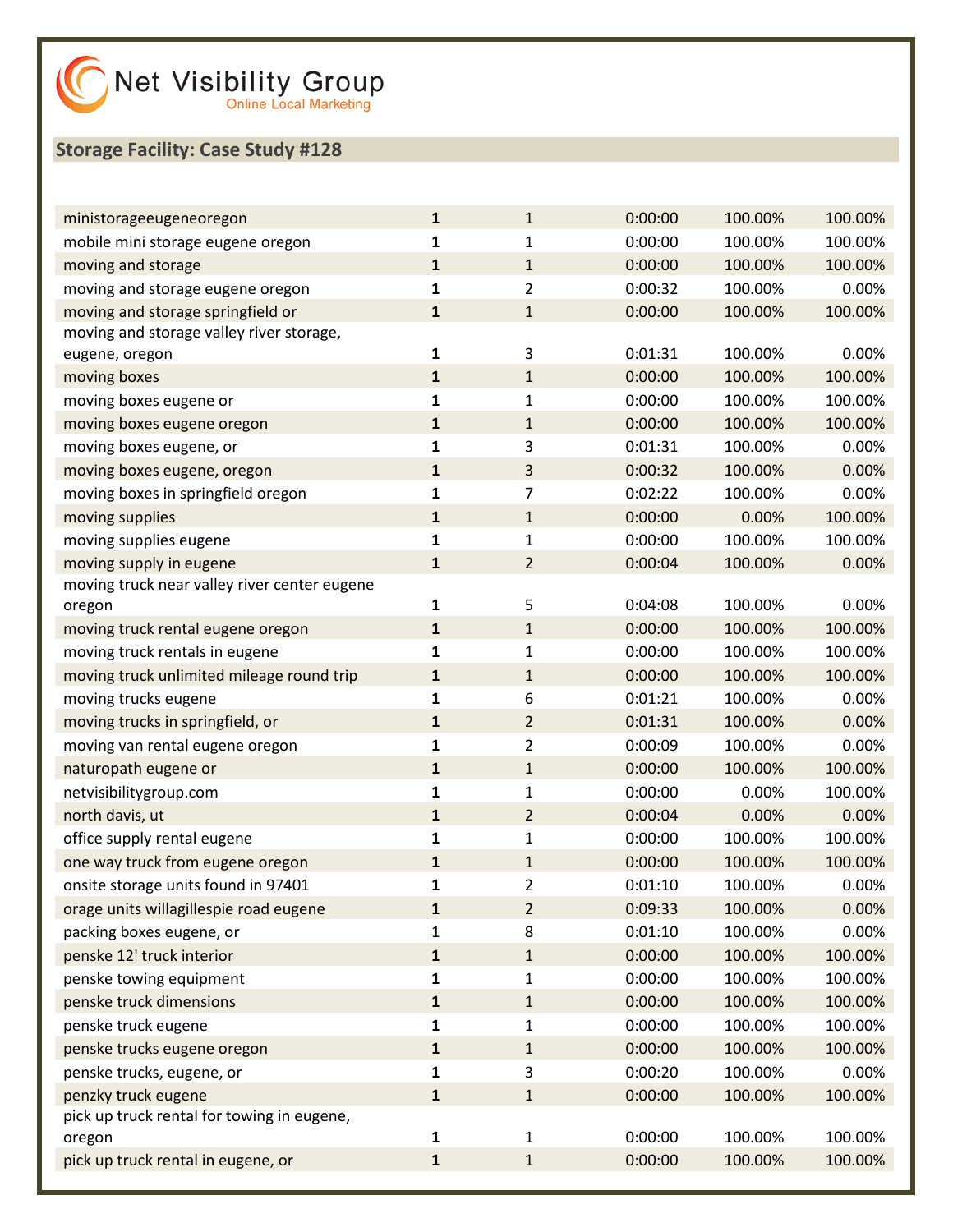Net Visibility Group
Online Local Marketing

## Storage Facility: Case Study #128

| | | | | | |
|---|---|---|---|---|---|
| ministorageeugeneoregon | **1** | 1 | 0:00:00 | 100.00% | 100.00% |
| mobile mini storage eugene oregon | **1** | 1 | 0:00:00 | 100.00% | 100.00% |
| moving and storage | **1** | 1 | 0:00:00 | 100.00% | 100.00% |
| moving and storage eugene oregon | **1** | 2 | 0:00:32 | 100.00% | 0.00% |
| moving and storage springfield or | **1** | 1 | 0:00:00 | 100.00% | 100.00% |
| moving and storage valley river storage, eugene, oregon | **1** | 3 | 0:01:31 | 100.00% | 0.00% |
| moving boxes | **1** | 1 | 0:00:00 | 100.00% | 100.00% |
| moving boxes eugene or | **1** | 1 | 0:00:00 | 100.00% | 100.00% |
| moving boxes eugene oregon | **1** | 1 | 0:00:00 | 100.00% | 100.00% |
| moving boxes eugene, or | **1** | 3 | 0:01:31 | 100.00% | 0.00% |
| moving boxes eugene, oregon | **1** | 3 | 0:00:32 | 100.00% | 0.00% |
| moving boxes in springfield oregon | **1** | 7 | 0:02:22 | 100.00% | 0.00% |
| moving supplies | **1** | 1 | 0:00:00 | 0.00% | 100.00% |
| moving supplies eugene | **1** | 1 | 0:00:00 | 100.00% | 100.00% |
| moving supply in eugene | **1** | 2 | 0:00:04 | 100.00% | 0.00% |
| moving truck near valley river center eugene oregon | **1** | 5 | 0:04:08 | 100.00% | 0.00% |
| moving truck rental eugene oregon | **1** | 1 | 0:00:00 | 100.00% | 100.00% |
| moving truck rentals in eugene | **1** | 1 | 0:00:00 | 100.00% | 100.00% |
| moving truck unlimited mileage round trip | **1** | 1 | 0:00:00 | 100.00% | 100.00% |
| moving trucks eugene | **1** | 6 | 0:01:21 | 100.00% | 0.00% |
| moving trucks in springfield, or | **1** | 2 | 0:01:31 | 100.00% | 0.00% |
| moving van rental eugene oregon | **1** | 2 | 0:00:09 | 100.00% | 0.00% |
| naturopath eugene or | **1** | 1 | 0:00:00 | 100.00% | 100.00% |
| netvisibilitygroup.com | **1** | 1 | 0:00:00 | 0.00% | 100.00% |
| north davis, ut | **1** | 2 | 0:00:04 | 0.00% | 0.00% |
| office supply rental eugene | **1** | 1 | 0:00:00 | 100.00% | 100.00% |
| one way truck from eugene oregon | **1** | 1 | 0:00:00 | 100.00% | 100.00% |
| onsite storage units found in 97401 | **1** | 2 | 0:01:10 | 100.00% | 0.00% |
| orage units willagillespie road eugene | **1** | 2 | 0:09:33 | 100.00% | 0.00% |
| packing boxes eugene, or | 1 | 8 | 0:01:10 | 100.00% | 0.00% |
| penske 12' truck interior | **1** | 1 | 0:00:00 | 100.00% | 100.00% |
| penske towing equipment | **1** | 1 | 0:00:00 | 100.00% | 100.00% |
| penske truck dimensions | **1** | 1 | 0:00:00 | 100.00% | 100.00% |
| penske truck eugene | **1** | 1 | 0:00:00 | 100.00% | 100.00% |
| penske trucks eugene oregon | **1** | 1 | 0:00:00 | 100.00% | 100.00% |
| penske trucks, eugene, or | **1** | 3 | 0:00:20 | 100.00% | 0.00% |
| penzky truck eugene | **1** | 1 | 0:00:00 | 100.00% | 100.00% |
| pick up truck rental for towing in eugene, oregon | **1** | 1 | 0:00:00 | 100.00% | 100.00% |
| pick up truck rental in eugene, or | **1** | 1 | 0:00:00 | 100.00% | 100.00% |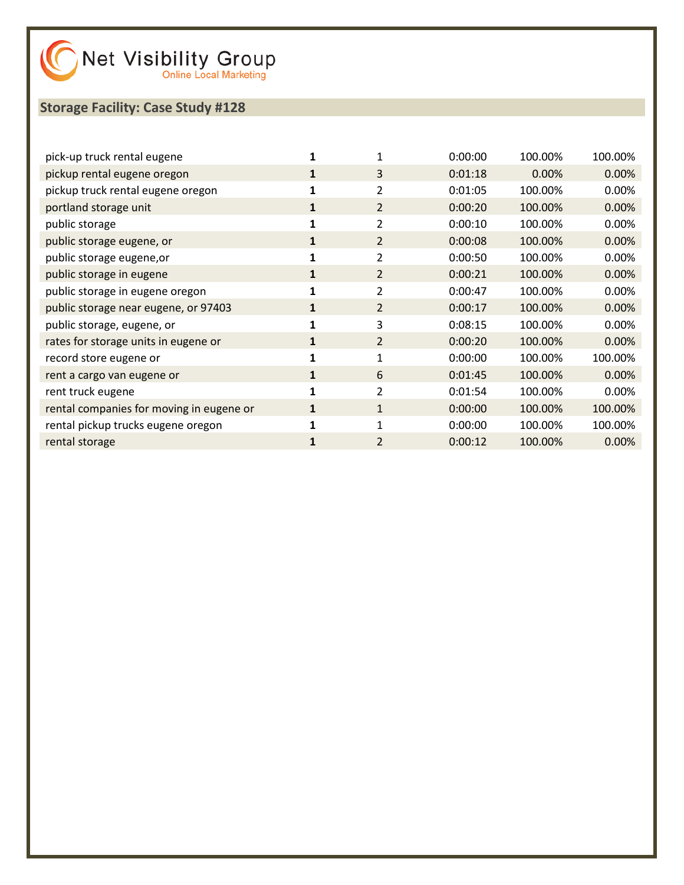Net Visibility Group
Online Local Marketing

## Storage Facility: Case Study #128

| | | | | | |
|---|---|---|---|---|---|
| pick-up truck rental eugene | **1** | 1 | 0:00:00 | 100.00% | 100.00% |
| pickup rental eugene oregon | **1** | 3 | 0:01:18 | 0.00% | 0.00% |
| pickup truck rental eugene oregon | **1** | 2 | 0:01:05 | 100.00% | 0.00% |
| portland storage unit | **1** | 2 | 0:00:20 | 100.00% | 0.00% |
| public storage | **1** | 2 | 0:00:10 | 100.00% | 0.00% |
| public storage eugene, or | **1** | 2 | 0:00:08 | 100.00% | 0.00% |
| public storage eugene,or | **1** | 2 | 0:00:50 | 100.00% | 0.00% |
| public storage in eugene | **1** | 2 | 0:00:21 | 100.00% | 0.00% |
| public storage in eugene oregon | **1** | 2 | 0:00:47 | 100.00% | 0.00% |
| public storage near eugene, or 97403 | **1** | 2 | 0:00:17 | 100.00% | 0.00% |
| public storage, eugene, or | **1** | 3 | 0:08:15 | 100.00% | 0.00% |
| rates for storage units in eugene or | **1** | 2 | 0:00:20 | 100.00% | 0.00% |
| record store eugene or | **1** | 1 | 0:00:00 | 100.00% | 100.00% |
| rent a cargo van eugene or | **1** | 6 | 0:01:45 | 100.00% | 0.00% |
| rent truck eugene | **1** | 2 | 0:01:54 | 100.00% | 0.00% |
| rental companies for moving in eugene or | **1** | 1 | 0:00:00 | 100.00% | 100.00% |
| rental pickup trucks eugene oregon | **1** | 1 | 0:00:00 | 100.00% | 100.00% |
| rental storage | **1** | 2 | 0:00:12 | 100.00% | 0.00% |